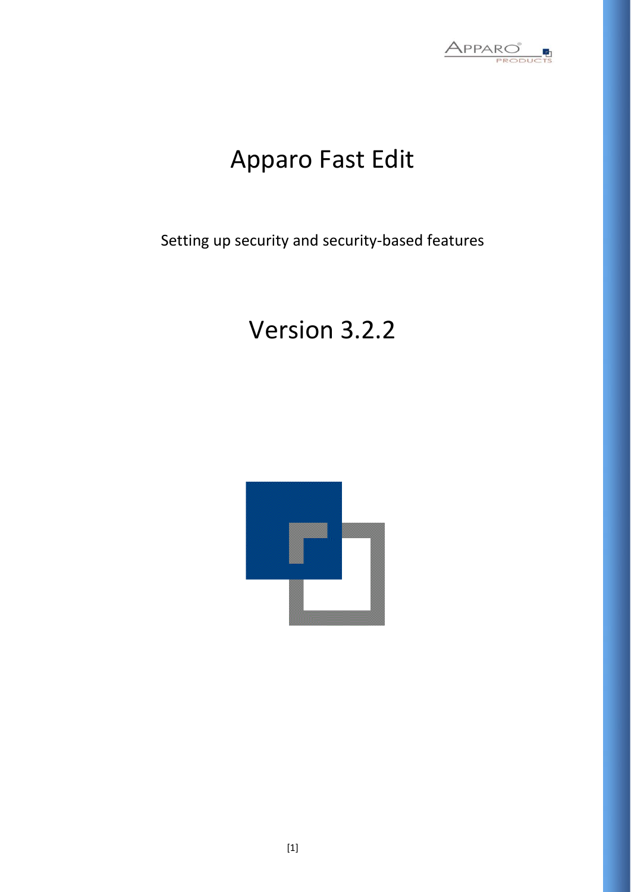# Apparo Fast Edit

Setting up security and security-based features

## Version 3.2.2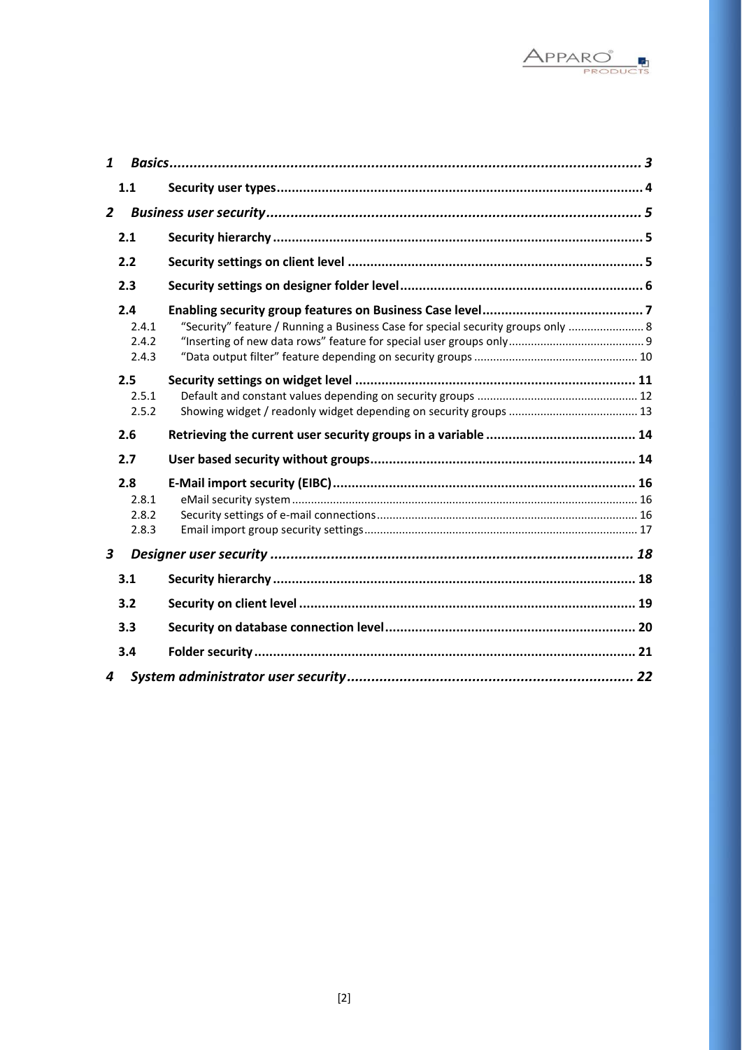| | | |
|---|---|---|
| ***1*** | ***Basics*** | ***3*** |
| **1.1** | **Security user types** | **4** |
| ***2*** | ***Business user security*** | ***5*** |
| **2.1** | **Security hierarchy** | **5** |
| **2.2** | **Security settings on client level** | **5** |
| **2.3** | **Security settings on designer folder level** | **6** |
| **2.4** | **Enabling security group features on Business Case level** | **7** |
| 2.4.1 | "Security" feature / Running a Business Case for special security groups only | 8 |
| 2.4.2 | "Inserting of new data rows" feature for special user groups only | 9 |
| 2.4.3 | "Data output filter" feature depending on security groups | 10 |
| **2.5** | **Security settings on widget level** | **11** |
| 2.5.1 | Default and constant values depending on security groups | 12 |
| 2.5.2 | Showing widget / readonly widget depending on security groups | 13 |
| **2.6** | **Retrieving the current user security groups in a variable** | **14** |
| **2.7** | **User based security without groups** | **14** |
| **2.8** | **E-Mail import security (EIBC)** | **16** |
| 2.8.1 | eMail security system | 16 |
| 2.8.2 | Security settings of e-mail connections | 16 |
| 2.8.3 | Email import group security settings | 17 |
| ***3*** | ***Designer user security*** | ***18*** |
| **3.1** | **Security hierarchy** | **18** |
| **3.2** | **Security on client level** | **19** |
| **3.3** | **Security on database connection level** | **20** |
| **3.4** | **Folder security** | **21** |
| ***4*** | ***System administrator user security*** | ***22*** |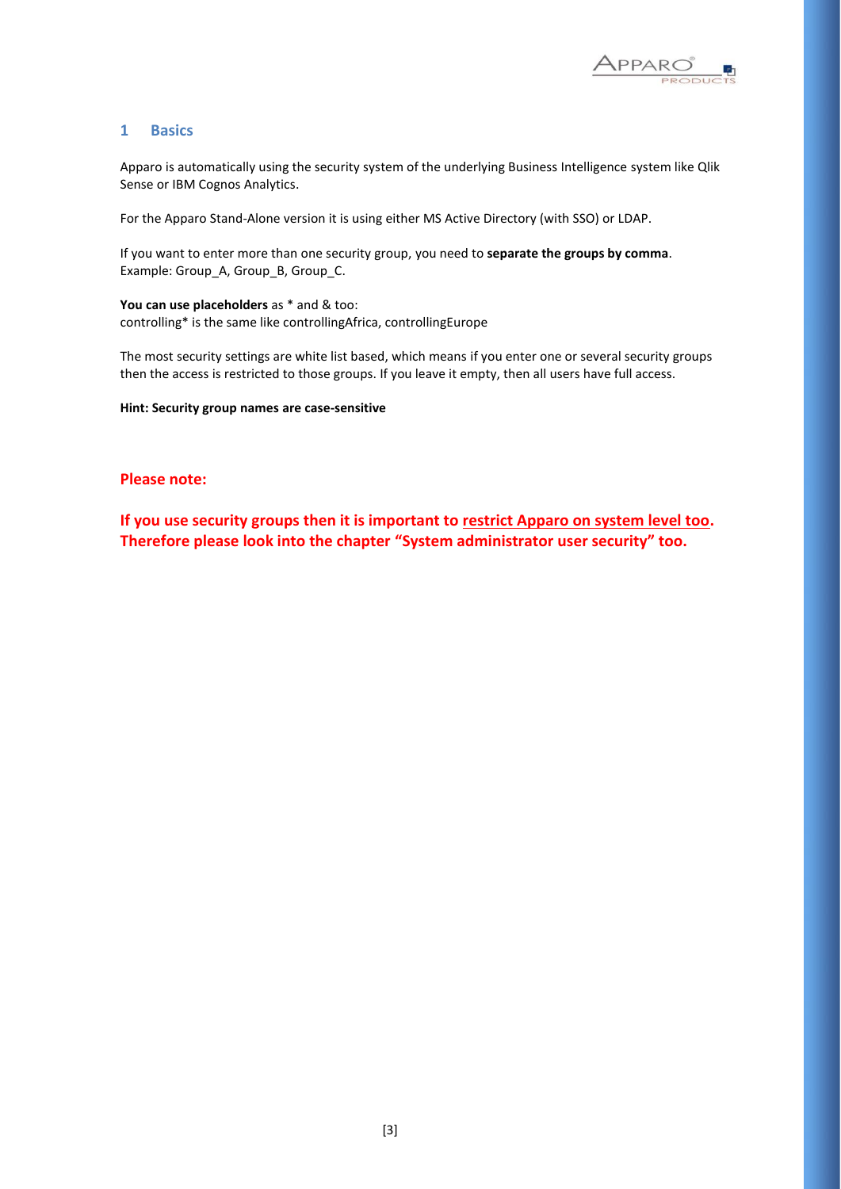## 1 Basics

Apparo is automatically using the security system of the underlying Business Intelligence system like Qlik Sense or IBM Cognos Analytics.

For the Apparo Stand-Alone version it is using either MS Active Directory (with SSO) or LDAP.

If you want to enter more than one security group, you need to **separate the groups by comma**.
Example: Group_A, Group_B, Group_C.

**You can use placeholders** as * and & too:
controlling* is the same like controllingAfrica, controllingEurope

The most security settings are white list based, which means if you enter one or several security groups then the access is restricted to those groups. If you leave it empty, then all users have full access.

**Hint: Security group names are case-sensitive**

**Please note:**

**If you use security groups then it is important to <u>restrict Apparo on system level too</u>. Therefore please look into the chapter "System administrator user security" too.**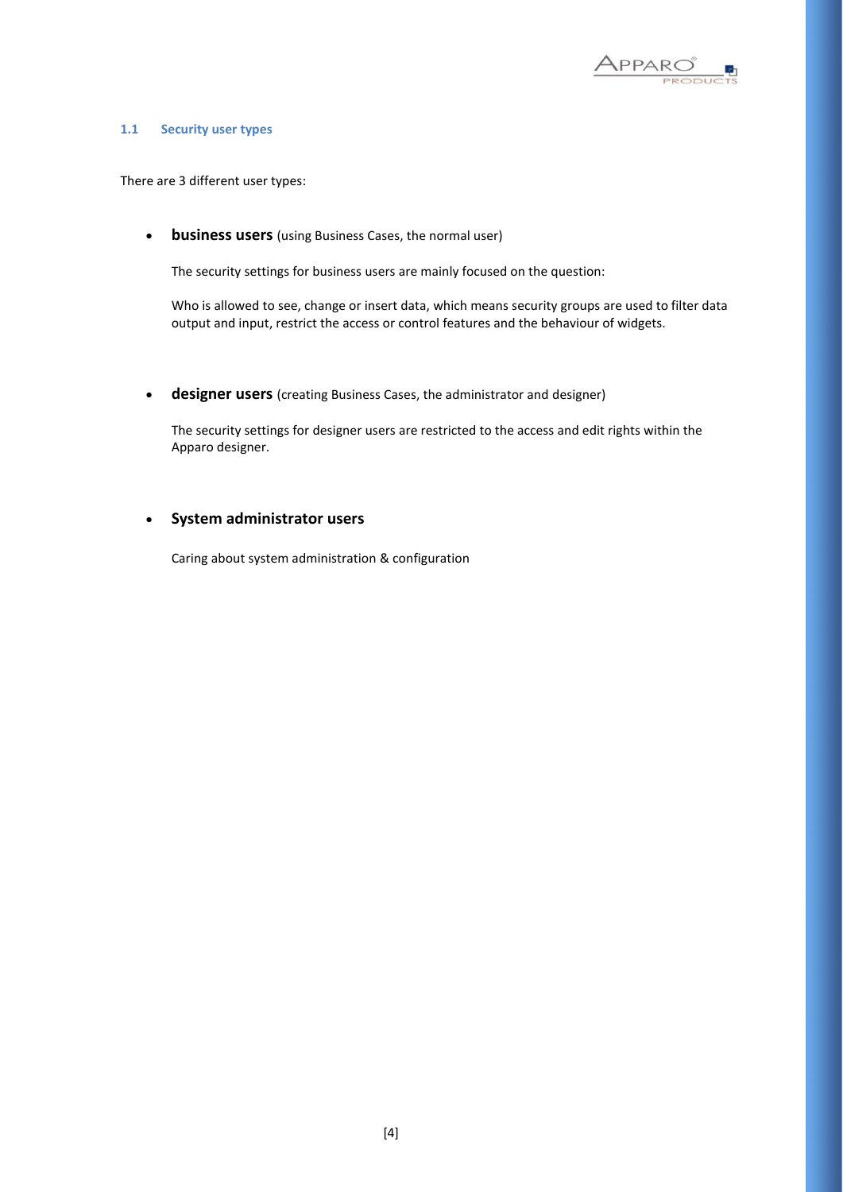### 1.1 Security user types

There are 3 different user types:

- **business users** (using Business Cases, the normal user)

  The security settings for business users are mainly focused on the question:

  Who is allowed to see, change or insert data, which means security groups are used to filter data output and input, restrict the access or control features and the behaviour of widgets.

- **designer users** (creating Business Cases, the administrator and designer)

  The security settings for designer users are restricted to the access and edit rights within the Apparo designer.

- **System administrator users**

  Caring about system administration & configuration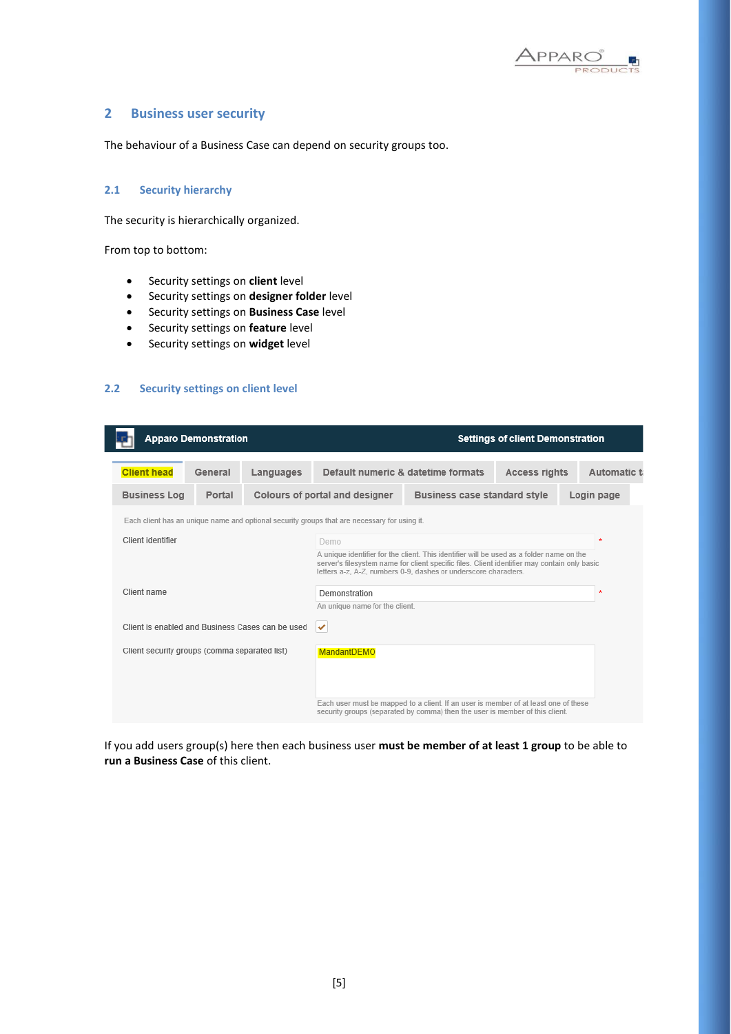## 2 Business user security

The behaviour of a Business Case can depend on security groups too.

### 2.1 Security hierarchy

The security is hierarchically organized.

From top to bottom:

- Security settings on **client** level
- Security settings on **designer folder** level
- Security settings on **Business Case** level
- Security settings on **feature** level
- Security settings on **widget** level

### 2.2 Security settings on client level

Apparo Demonstration | Settings of client Demonstration

Client head | General | Languages | Default numeric & datetime formats | Access rights | Automatic t
Business Log | Portal | Colours of portal and designer | Business case standard style | Login page

Each client has an unique name and optional security groups that are necessary for using it.

Client identifier: Demo *
A unique identifier for the client. This identifier will be used as a folder name on the server's filesystem name for client specific files. Client identifier may contain only basic letters a-z, A-Z, numbers 0-9, dashes or underscore characters.

Client name: Demonstration *
An unique name for the client.

Client is enabled and Business Cases can be used: ✔

Client security groups (comma separated list): MandantDEMO
Each user must be mapped to a client. If an user is member of at least one of these security groups (separated by comma) then the user is member of this client.

If you add users group(s) here then each business user **must be member of at least 1 group** to be able to **run a Business Case** of this client.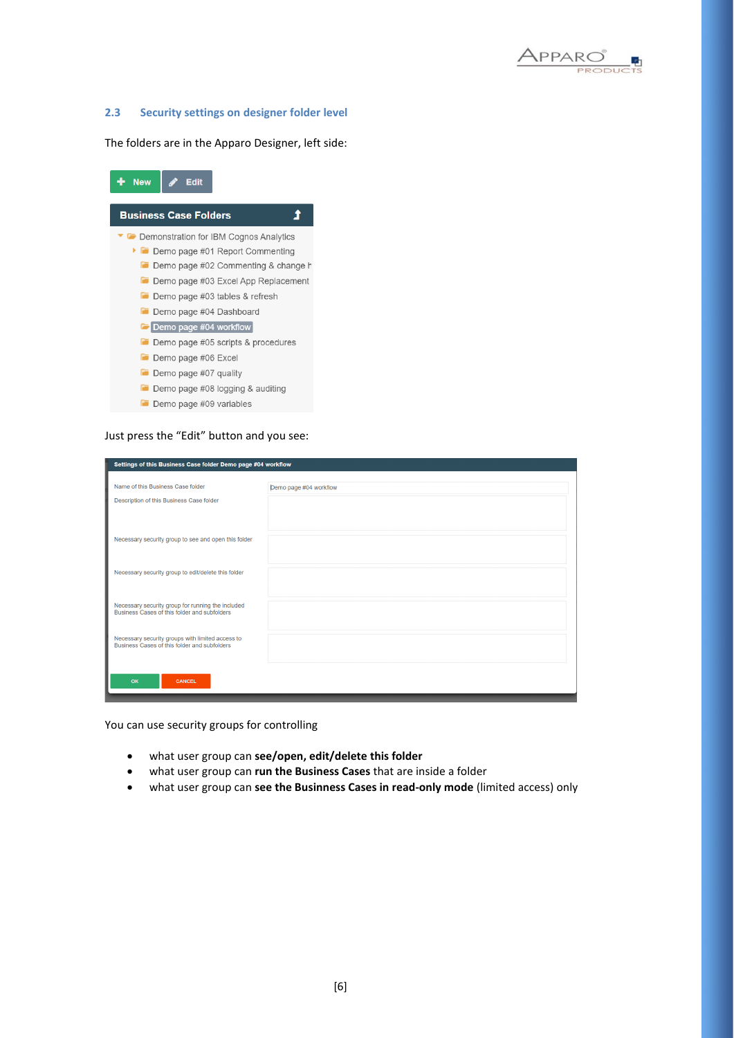## 2.3 Security settings on designer folder level

The folders are in the Apparo Designer, left side:

Just press the “Edit” button and you see:

You can use security groups for controlling

- what user group can **see/open, edit/delete this folder**
- what user group can **run the Business Cases** that are inside a folder
- what user group can **see the Businness Cases in read-only mode** (limited access) only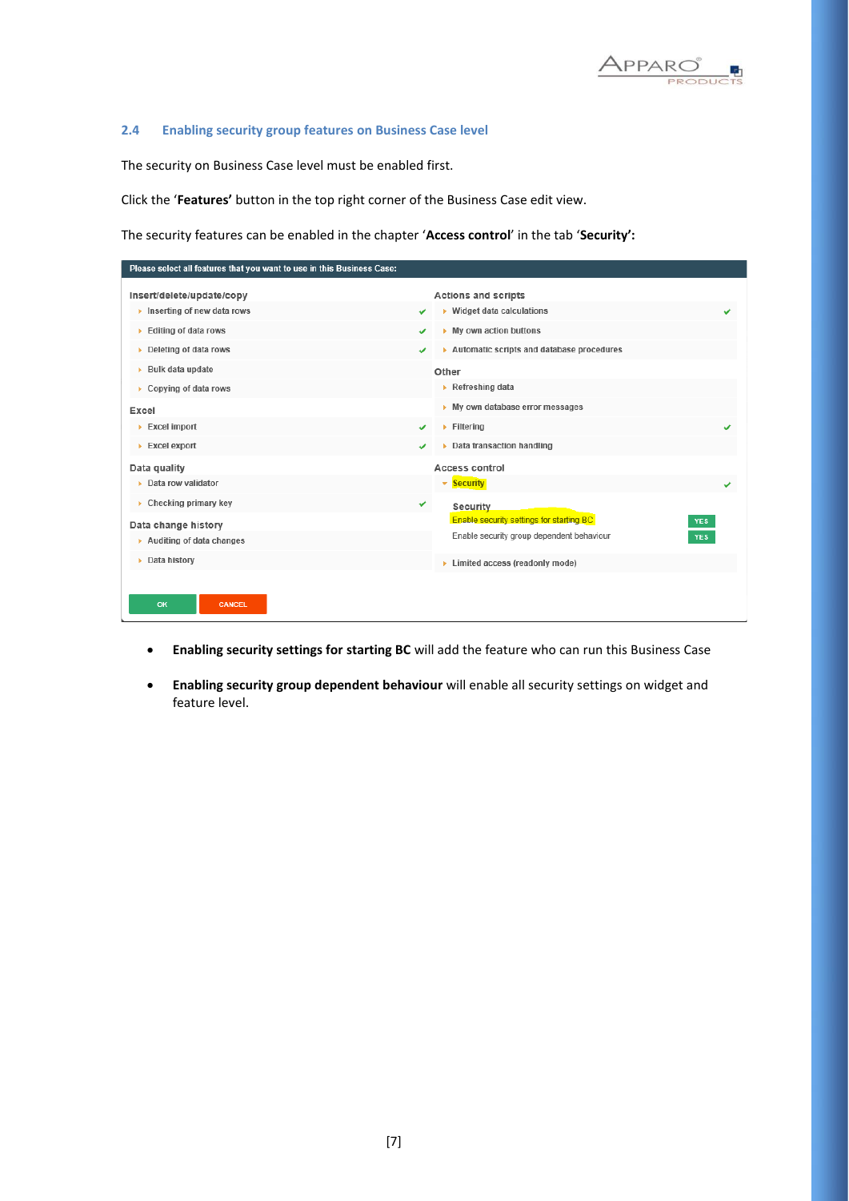## 2.4 Enabling security group features on Business Case level

The security on Business Case level must be enabled first.

Click the '**Features'** button in the top right corner of the Business Case edit view.

The security features can be enabled in the chapter '**Access control**' in the tab '**Security'**:

- **Enabling security settings for starting BC** will add the feature who can run this Business Case
- **Enabling security group dependent behaviour** will enable all security settings on widget and feature level.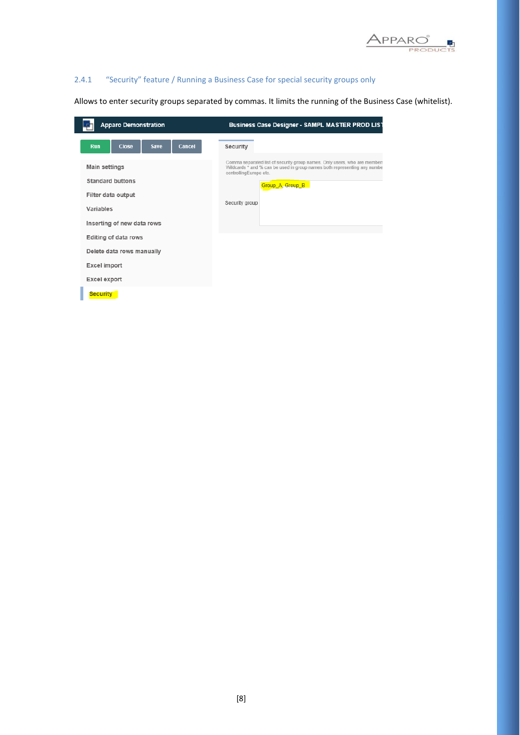### 2.4.1 “Security” feature / Running a Business Case for special security groups only

Allows to enter security groups separated by commas. It limits the running of the Business Case (whitelist).

Apparo Demonstration | Business Case Designer - SAMPL MASTER PROD LIST

Run | Close | Save | Cancel

- Main settings
- Standard buttons
- Filter data output
- Variables
- Inserting of new data rows
- Editing of data rows
- Delete data rows manually
- Excel import
- Excel export
- Security

Security

Comma separated list of security group names. Only users, who are member
Wildcards * and % can be used in group names both representing any numbe
controllingEurope etc.

Security group: Group_A, Group_B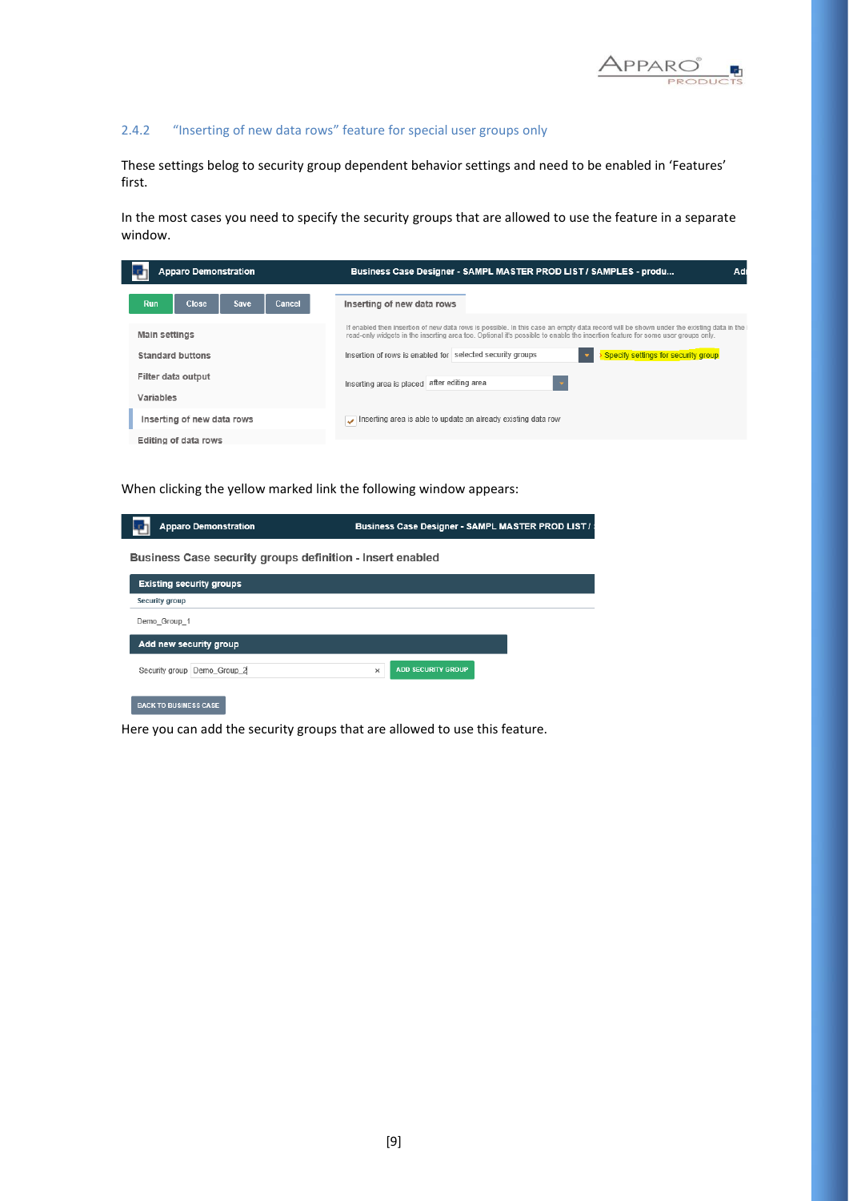### 2.4.2 "Inserting of new data rows" feature for special user groups only

These settings belog to security group dependent behavior settings and need to be enabled in 'Features' first.

In the most cases you need to specify the security groups that are allowed to use the feature in a separate window.

When clicking the yellow marked link the following window appears:

Here you can add the security groups that are allowed to use this feature.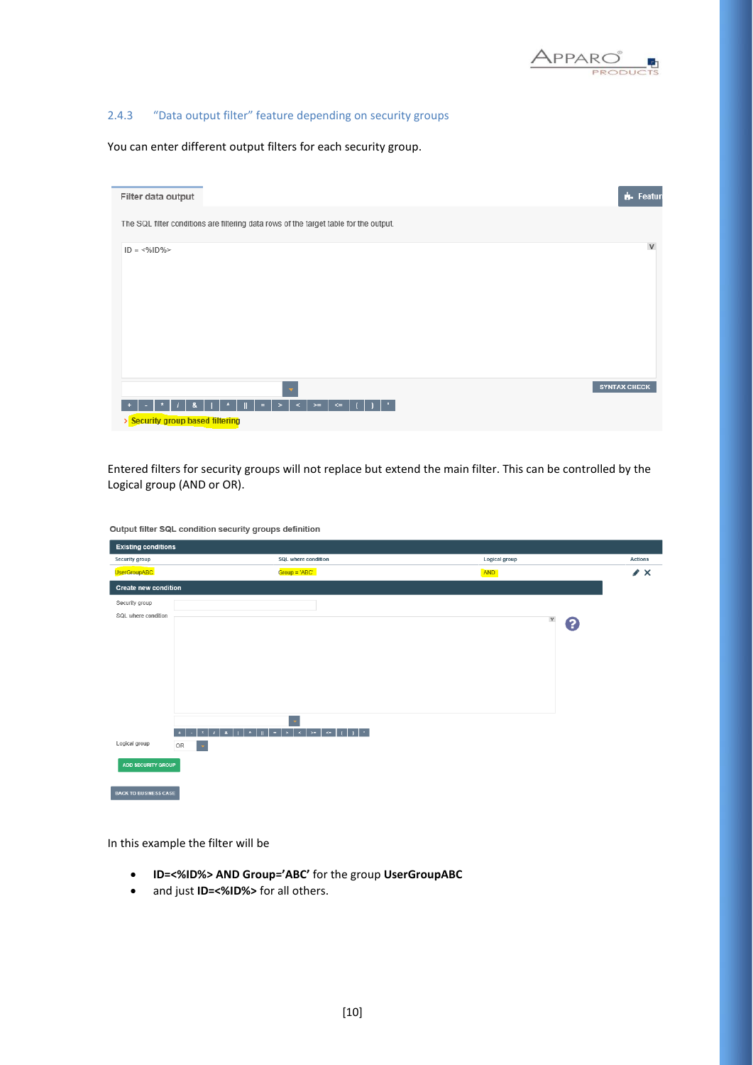### 2.4.3 "Data output filter" feature depending on security groups

You can enter different output filters for each security group.

Filter data output

The SQL filter conditions are filtering data rows of the target table for the output.

```
ID = <%ID%>
```

SYNTAX CHECK

\+ - * / & | ^ || = > < >= <= ( ) '

› Security group based filtering

Entered filters for security groups will not replace but extend the main filter. This can be controlled by the Logical group (AND or OR).

Output filter SQL condition security groups definition

**Existing conditions**

| Security group | SQL where condition | Logical group | Actions |
|---|---|---|---|
| UserGroupABC | Group = 'ABC' | AND | |

**Create new condition**

Security group

SQL where condition

Logical group: OR

ADD SECURITY GROUP

BACK TO BUSINESS CASE

In this example the filter will be

- **ID=<%ID%> AND Group='ABC'** for the group **UserGroupABC**
- and just **ID=<%ID%>** for all others.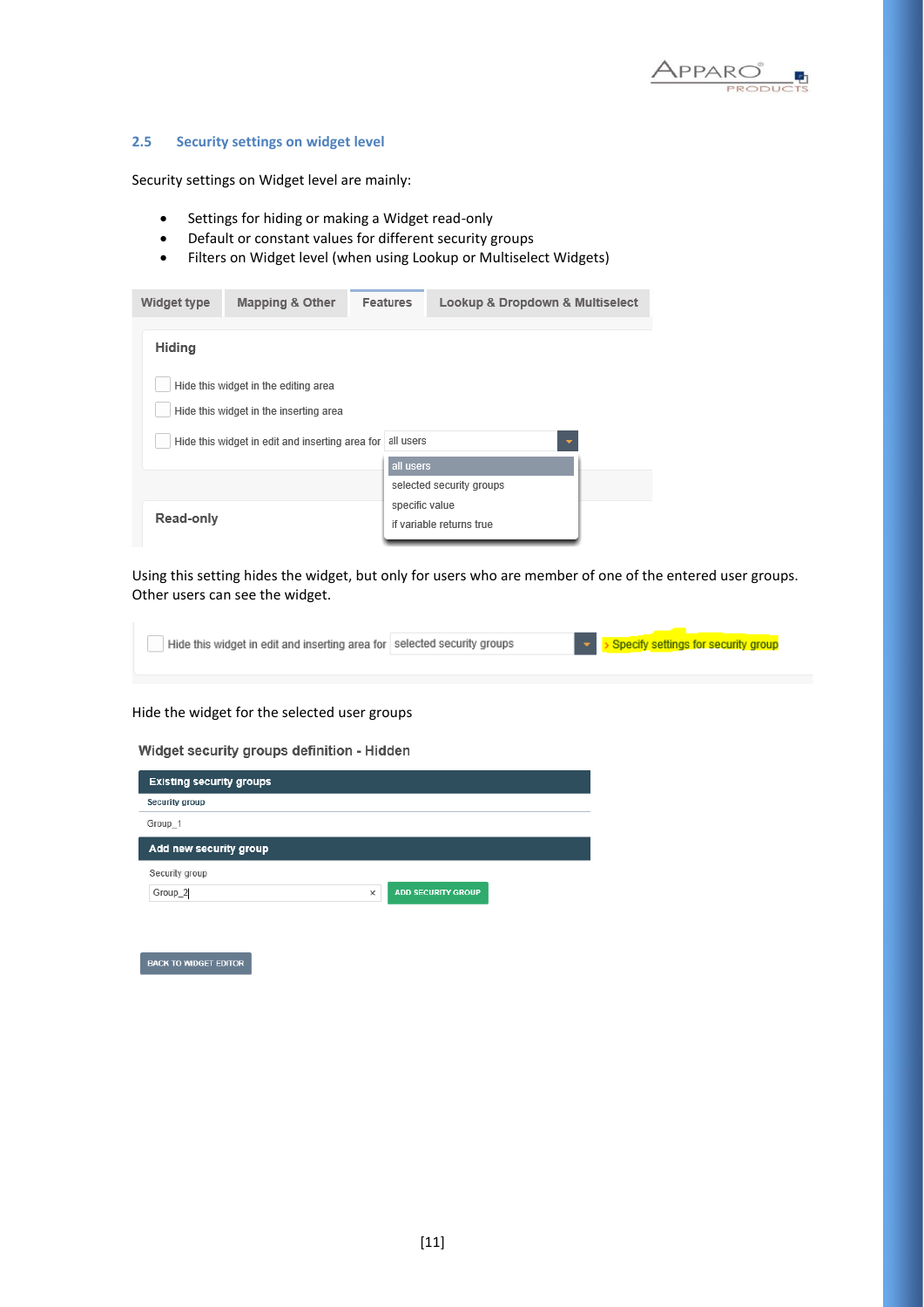## 2.5 Security settings on widget level

Security settings on Widget level are mainly:

- Settings for hiding or making a Widget read-only
- Default or constant values for different security groups
- Filters on Widget level (when using Lookup or Multiselect Widgets)

Widget type | Mapping & Other | Features | Lookup & Dropdown & Multiselect

**Hiding**

Hide this widget in the editing area

Hide this widget in the inserting area

Hide this widget in edit and inserting area for all users

- all users
- selected security groups
- specific value
- if variable returns true

**Read-only**

Using this setting hides the widget, but only for users who are member of one of the entered user groups. Other users can see the widget.

Hide this widget in edit and inserting area for selected security groups › Specify settings for security group

Hide the widget for the selected user groups

**Widget security groups definition - Hidden**

**Existing security groups**

| Security group |
| --- |
| Group_1 |

**Add new security group**

Security group

Group_2

ADD SECURITY GROUP

BACK TO WIDGET EDITOR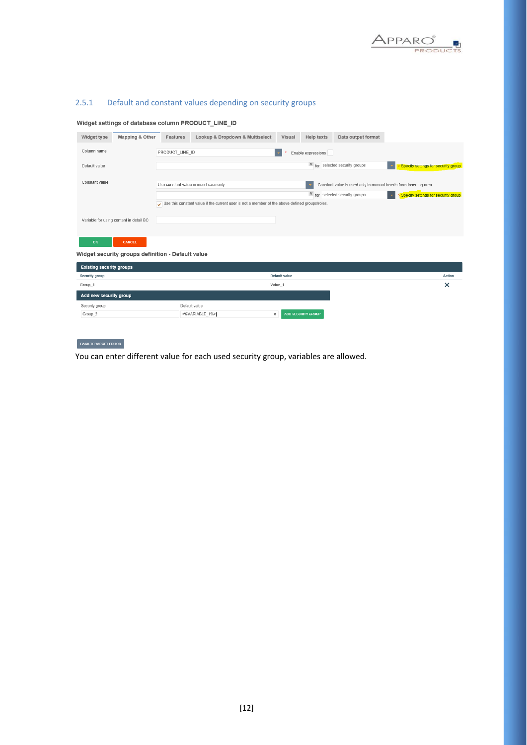### 2.5.1 Default and constant values depending on security groups

**Widget settings of database column PRODUCT_LINE_ID**

Widget type | Mapping & Other | Features | Lookup & Dropdown & Multiselect | Visual | Help texts | Data output format

Column name: PRODUCT_LINE_ID * Enable expressions

Default value: for selected security groups > Specify settings for security group

Constant value: Use constant value in insert case only — Constant value is used only in manual inserts from inserting area.

for selected security groups > Specify settings for security group

Use this constant value if the current user is not a member of the above defined groups/roles.

Variable for using content in detail BC

OK CANCEL

**Widget security groups definition - Default value**

**Existing security groups**

| Security group | Default value | Action |
| --- | --- | --- |
| Group_1 | Value_1 | ✕ |

**Add new security group**

| Security group | Default value | |
| --- | --- | --- |
| Group_2 | <%VARIABLE_1%> | ADD SECURITY GROUP |

BACK TO WIDGET EDITOR

You can enter different value for each used security group, variables are allowed.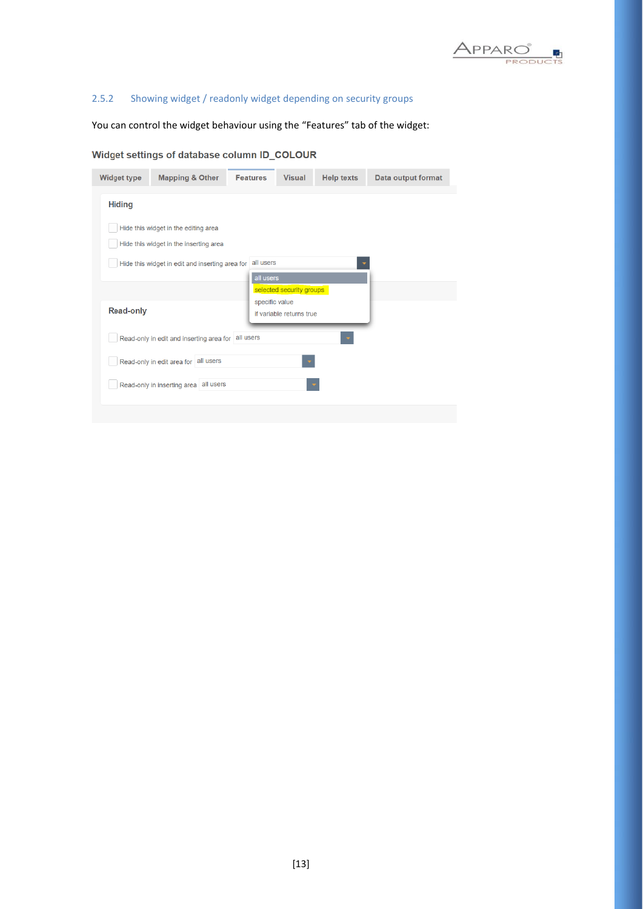### 2.5.2 Showing widget / readonly widget depending on security groups

You can control the widget behaviour using the "Features" tab of the widget:

**Widget settings of database column ID_COLOUR**

Widget type | Mapping & Other | Features | Visual | Help texts | Data output format

**Hiding**

- Hide this widget in the editing area
- Hide this widget in the inserting area
- Hide this widget in edit and inserting area for: all users
  - all users
  - selected security groups
  - specific value
  - if variable returns true

**Read-only**

- Read-only in edit and inserting area for: all users
- Read-only in edit area for: all users
- Read-only in inserting area: all users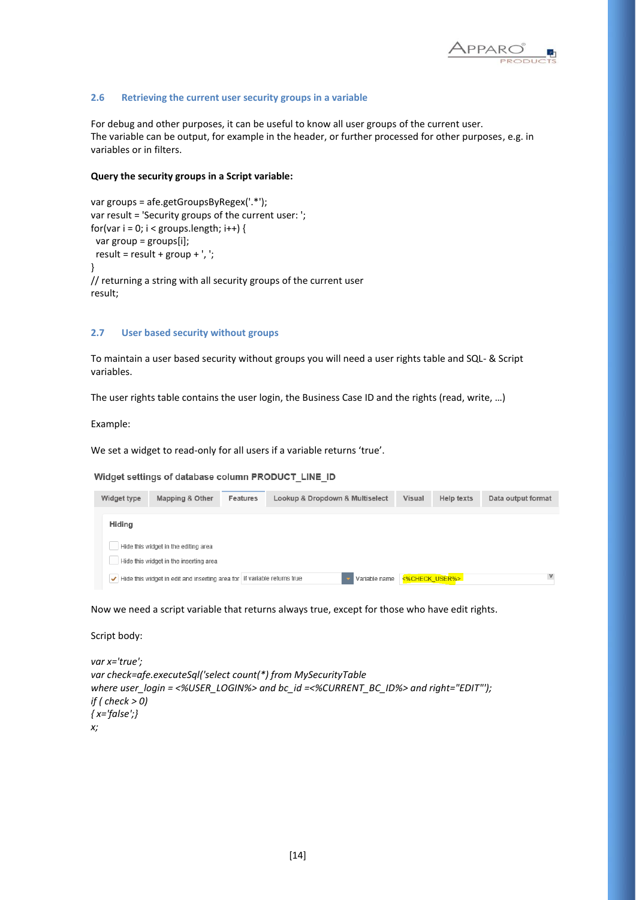### 2.6 Retrieving the current user security groups in a variable

For debug and other purposes, it can be useful to know all user groups of the current user.
The variable can be output, for example in the header, or further processed for other purposes, e.g. in variables or in filters.

**Query the security groups in a Script variable:**

```
var groups = afe.getGroupsByRegex('.*');
var result = 'Security groups of the current user: ';
for(var i = 0; i < groups.length; i++) {
  var group = groups[i];
  result = result + group + ', ';
}
// returning a string with all security groups of the current user
result;
```

### 2.7 User based security without groups

To maintain a user based security without groups you will need a user rights table and SQL- & Script variables.

The user rights table contains the user login, the Business Case ID and the rights (read, write, …)

Example:

We set a widget to read-only for all users if a variable returns 'true'.

**Widget settings of database column PRODUCT_LINE_ID**

Widget type | Mapping & Other | Features | Lookup & Dropdown & Multiselect | Visual | Help texts | Data output format

**Hiding**

- [ ] Hide this widget in the editing area
- [ ] Hide this widget in the inserting area
- [x] Hide this widget in edit and inserting area for: if variable returns true — Variable name: <%CHECK_USER%>

Now we need a script variable that returns always true, except for those who have edit rights.

Script body:

```
var x='true';
var check=afe.executeSql('select count(*) from MySecurityTable
where user_login = <%USER_LOGIN%> and bc_id =<%CURRENT_BC_ID%> and right="EDIT"');
if ( check > 0)
{ x='false';}
x;
```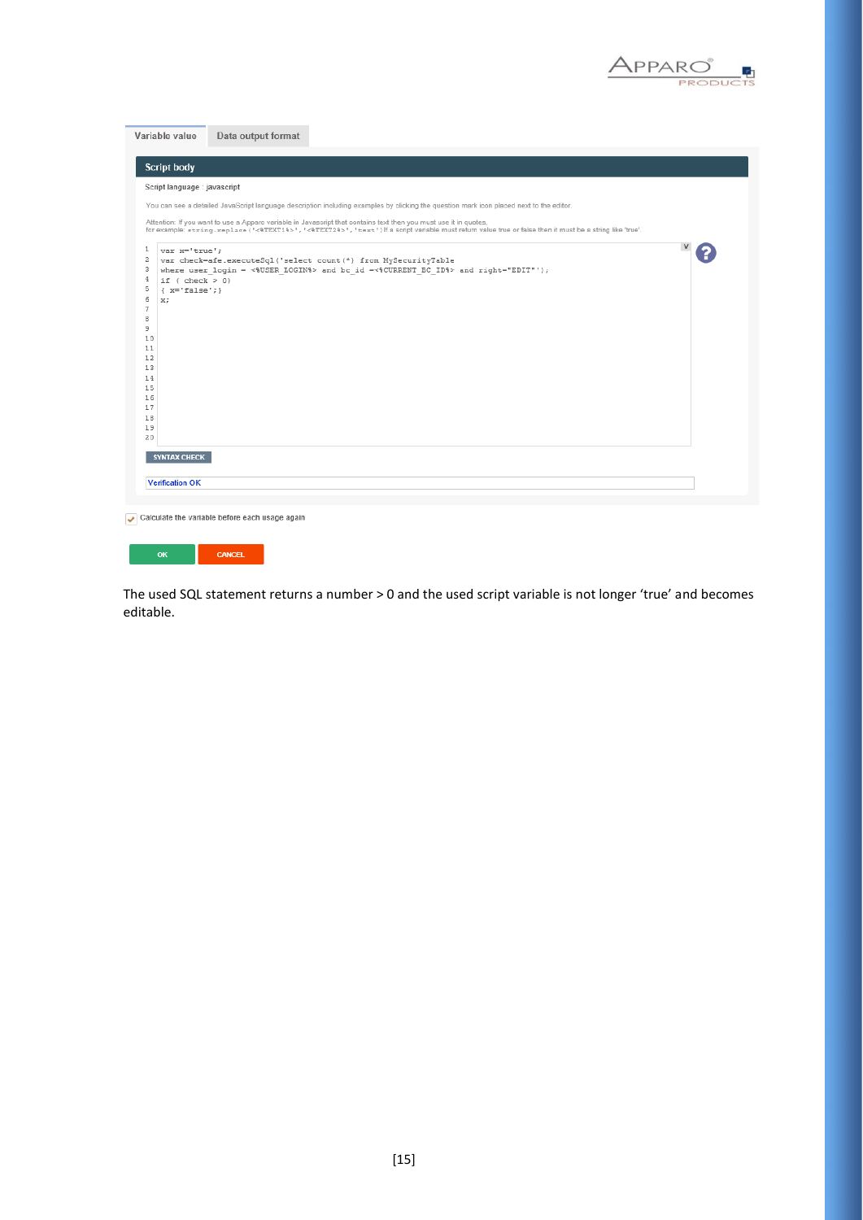Variable value | Data output format

**Script body**

Script language : javascript

You can see a detailed JavaScript language description including examples by clicking the question mark icon placed next to the editor.

Attention: If you want to use a Apparo variable in Javascript that contains text then you must use it in quotes, for example: string.replace('<%TEXT1%>','<%TEXT2%>','text') If a script variable must return value true or false then it must be a string like 'true'.

```
var x='true';
var check=afe.executeSql('select count(*) from MySecurityTable
where user_login = <%USER_LOGIN%> and bc_id =<%CURRENT_BC_ID%> and right="EDIT"');
if ( check > 0)
{ x='false';}
x;
```

SYNTAX CHECK

Verification OK

☑ Calculate the variable before each usage again

OK | CANCEL

The used SQL statement returns a number > 0 and the used script variable is not longer 'true' and becomes editable.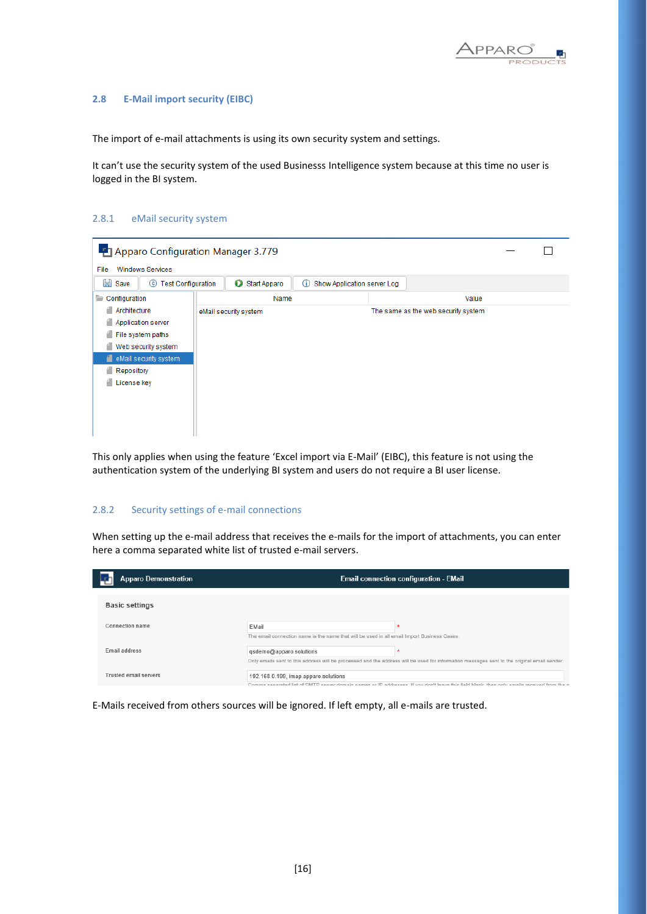## 2.8 E-Mail import security (EIBC)

The import of e-mail attachments is using its own security system and settings.

It can't use the security system of the used Businesss Intelligence system because at this time no user is logged in the BI system.

### 2.8.1 eMail security system

This only applies when using the feature 'Excel import via E-Mail' (EIBC), this feature is not using the authentication system of the underlying BI system and users do not require a BI user license.

### 2.8.2 Security settings of e-mail connections

When setting up the e-mail address that receives the e-mails for the import of attachments, you can enter here a comma separated white list of trusted e-mail servers.

E-Mails received from others sources will be ignored. If left empty, all e-mails are trusted.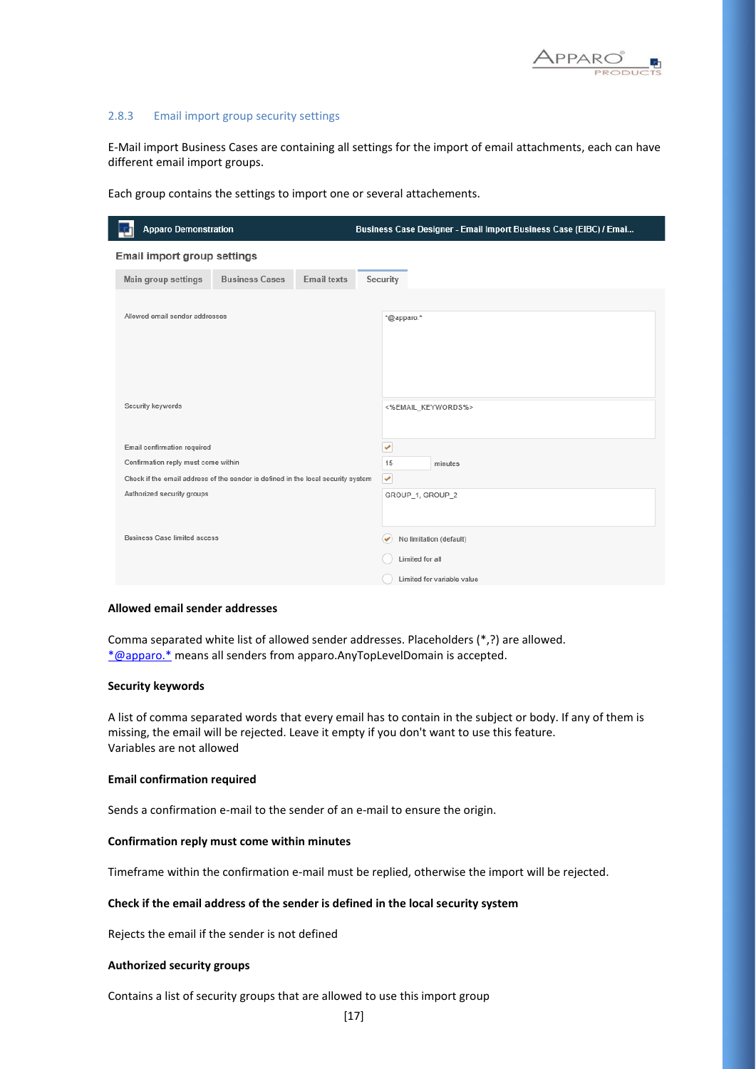### 2.8.3 Email import group security settings

E-Mail import Business Cases are containing all settings for the import of email attachments, each can have different email import groups.

Each group contains the settings to import one or several attachements.

**Allowed email sender addresses**

Comma separated white list of allowed sender addresses. Placeholders (*,?) are allowed. *@apparo.* means all senders from apparo.AnyTopLevelDomain is accepted.

**Security keywords**

A list of comma separated words that every email has to contain in the subject or body. If any of them is missing, the email will be rejected. Leave it empty if you don't want to use this feature.
Variables are not allowed

**Email confirmation required**

Sends a confirmation e-mail to the sender of an e-mail to ensure the origin.

**Confirmation reply must come within minutes**

Timeframe within the confirmation e-mail must be replied, otherwise the import will be rejected.

**Check if the email address of the sender is defined in the local security system**

Rejects the email if the sender is not defined

**Authorized security groups**

Contains a list of security groups that are allowed to use this import group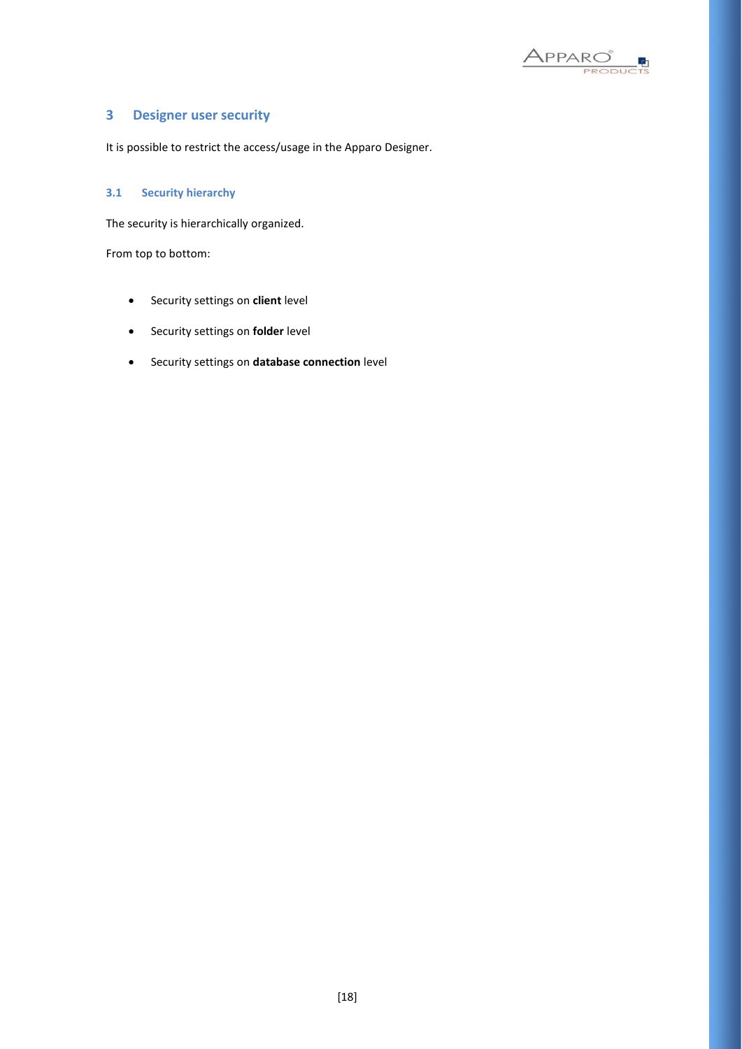# 3 Designer user security

It is possible to restrict the access/usage in the Apparo Designer.

## 3.1 Security hierarchy

The security is hierarchically organized.

From top to bottom:

- Security settings on **client** level
- Security settings on **folder** level
- Security settings on **database connection** level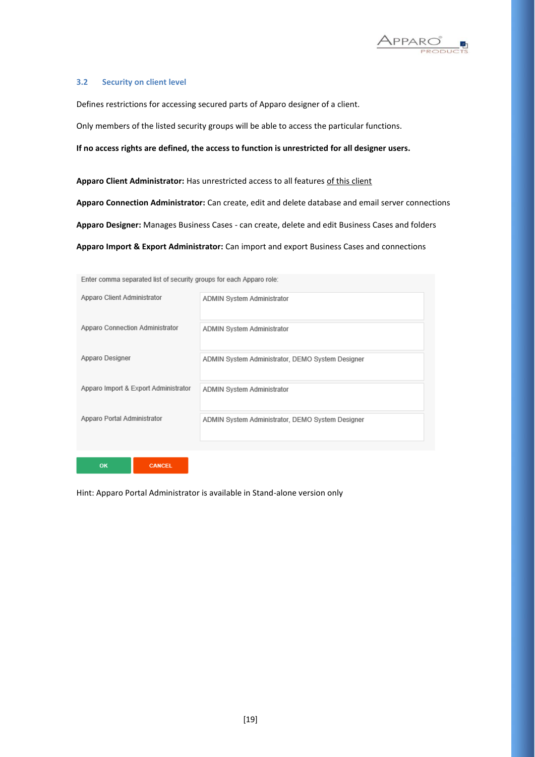### 3.2 Security on client level

Defines restrictions for accessing secured parts of Apparo designer of a client.

Only members of the listed security groups will be able to access the particular functions.

**If no access rights are defined, the access to function is unrestricted for all designer users.**

**Apparo Client Administrator:** Has unrestricted access to all features of this client

**Apparo Connection Administrator:** Can create, edit and delete database and email server connections

**Apparo Designer:** Manages Business Cases - can create, delete and edit Business Cases and folders

**Apparo Import & Export Administrator:** Can import and export Business Cases and connections

Enter comma separated list of security groups for each Apparo role:

| Role | Security groups |
|---|---|
| Apparo Client Administrator | ADMIN System Administrator |
| Apparo Connection Administrator | ADMIN System Administrator |
| Apparo Designer | ADMIN System Administrator, DEMO System Designer |
| Apparo Import & Export Administrator | ADMIN System Administrator |
| Apparo Portal Administrator | ADMIN System Administrator, DEMO System Designer |

OK CANCEL

Hint: Apparo Portal Administrator is available in Stand-alone version only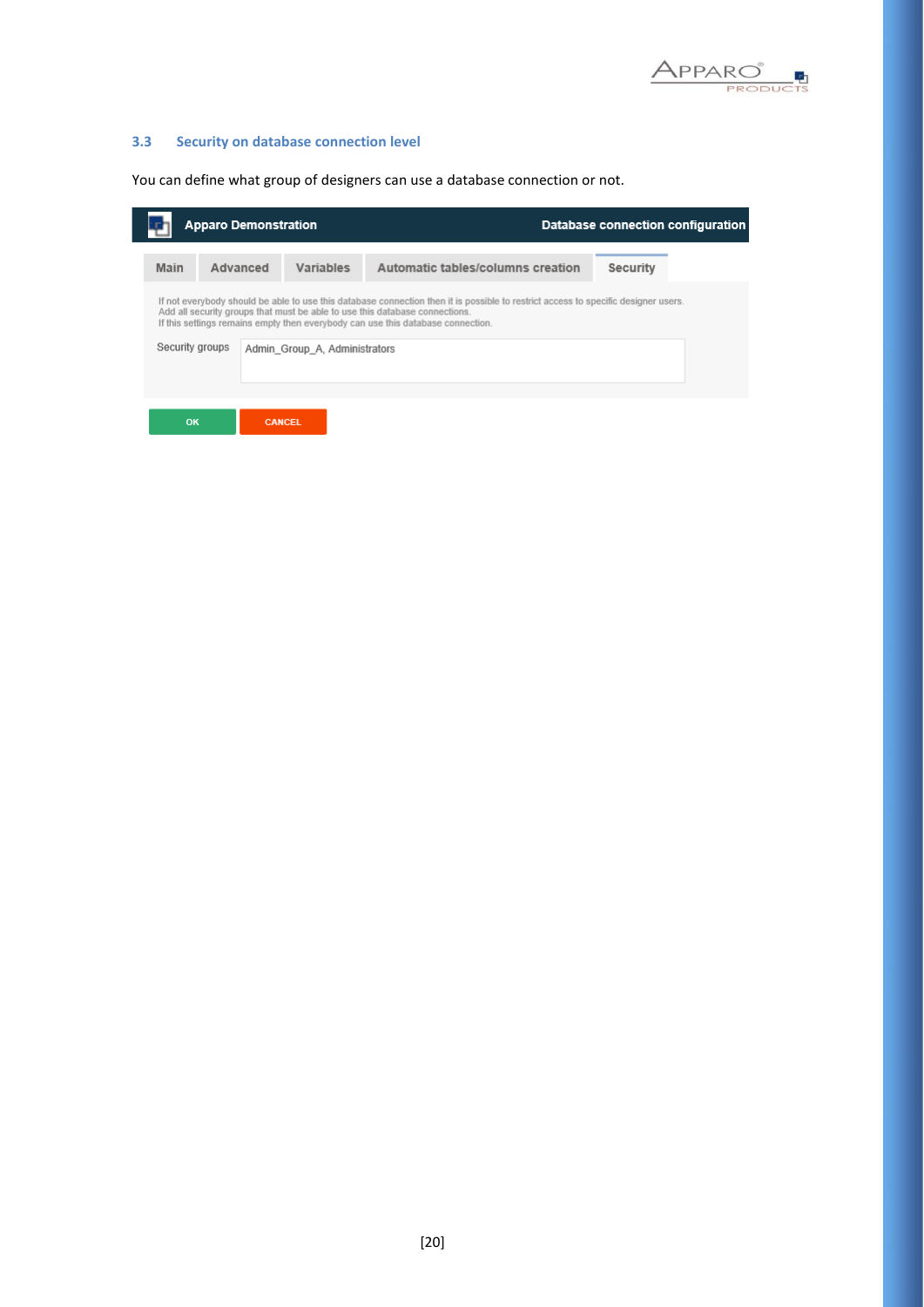### 3.3 Security on database connection level

You can define what group of designers can use a database connection or not.

Apparo Demonstration — Database connection configuration

Main | Advanced | Variables | Automatic tables/columns creation | Security

If not everybody should be able to use this database connection then it is possible to restrict access to specific designer users.
Add all security groups that must be able to use this database connections.
If this settings remains empty then everybody can use this database connection.

Security groups: Admin_Group_A, Administrators

OK | CANCEL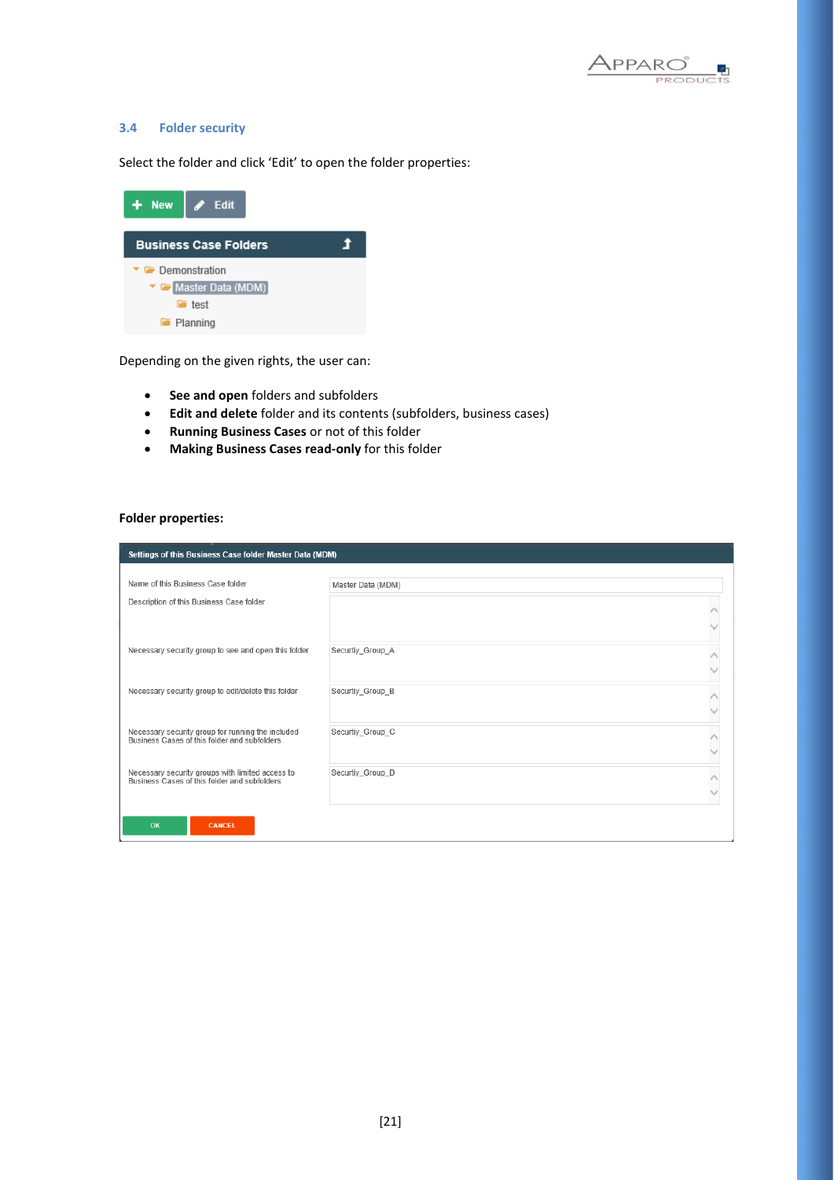### 3.4 Folder security

Select the folder and click 'Edit' to open the folder properties:

Depending on the given rights, the user can:

- **See and open** folders and subfolders
- **Edit and delete** folder and its contents (subfolders, business cases)
- **Running Business Cases** or not of this folder
- **Making Business Cases read-only** for this folder

**Folder properties:**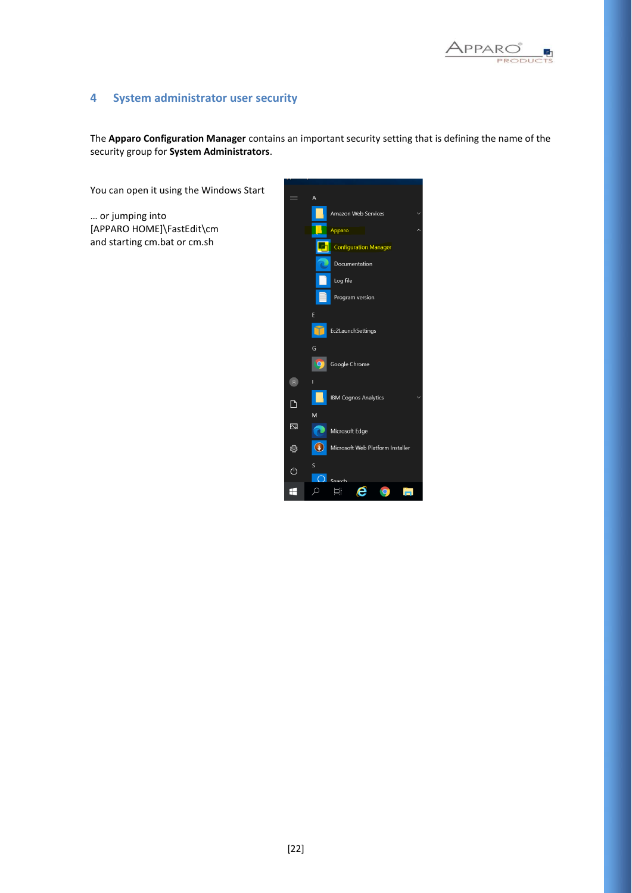# 4 System administrator user security

The **Apparo Configuration Manager** contains an important security setting that is defining the name of the security group for **System Administrators**.

You can open it using the Windows Start

… or jumping into
[APPARO HOME]\FastEdit\cm
and starting cm.bat or cm.sh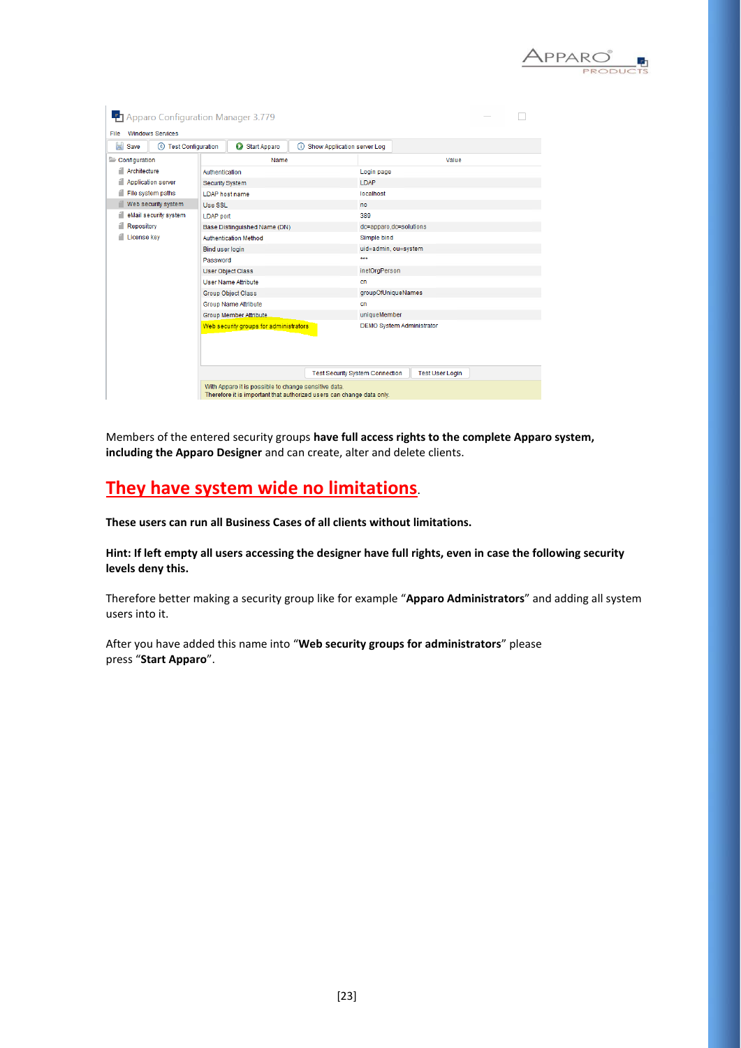Apparo Configuration Manager 3.779

File Windows Services

Save | Test Configuration | Start Apparo | Show Application server Log

Configuration
- Architecture
- Application server
- File system paths
- Web security system
- eMail security system
- Repository
- License key

| Name | Value |
|---|---|
| Authentication | Login page |
| Security System | LDAP |
| LDAP hostname | localhost |
| Use SSL | no |
| LDAP port | 389 |
| Base Distinguished Name (DN) | dc=apparo,dc=solutions |
| Authentication Method | Simple bind |
| Bind user login | uid=admin, ou=system |
| Password | *** |
| User Object Class | inetOrgPerson |
| User Name Attribute | cn |
| Group Object Class | groupOfUniqueNames |
| Group Name Attribute | cn |
| Group Member Attribute | uniqueMember |
| Web security groups for administrators | DEMO System Administrator |

Test Security System Connection | Test User Login

With Apparo it is possible to change sensitive data.
Therefore it is important that authorized users can change data only.

Members of the entered security groups **have full access rights to the complete Apparo system, including the Apparo Designer** and can create, alter and delete clients.

## They have system wide no limitations.

**These users can run all Business Cases of all clients without limitations.**

**Hint: If left empty all users accessing the designer have full rights, even in case the following security levels deny this.**

Therefore better making a security group like for example "**Apparo Administrators**" and adding all system users into it.

After you have added this name into "**Web security groups for administrators**" please press "**Start Apparo**".